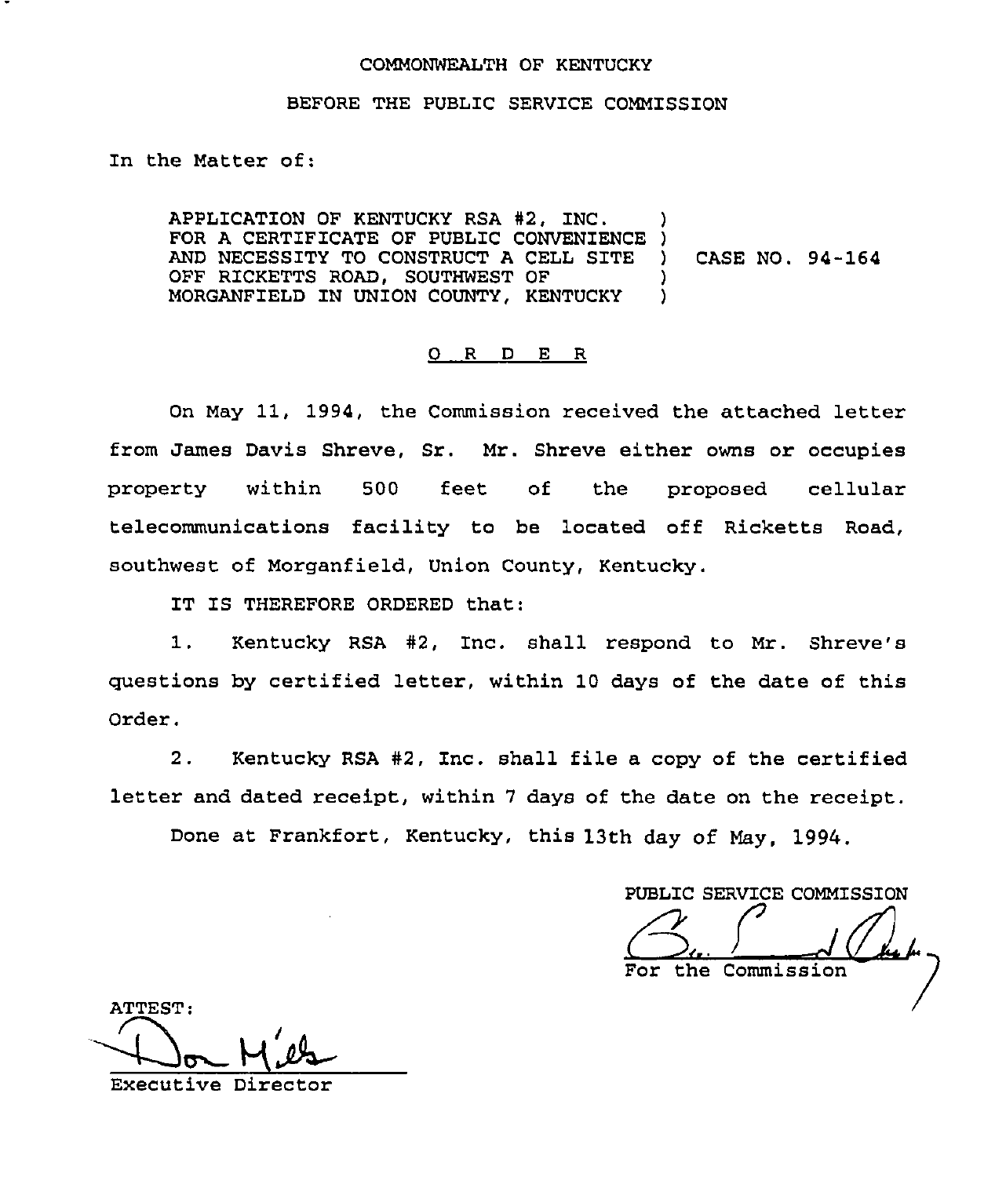COMMONWEALTH OF KENTUCKY

BEFORE THE PUBLIC SERVICE COMMISSION

In the Matter of:

| | | |
|---|---|---|
| APPLICATION OF KENTUCKY RSA #2, INC. FOR A CERTIFICATE OF PUBLIC CONVENIENCE AND NECESSITY TO CONSTRUCT A CELL SITE OFF RICKETTS ROAD, SOUTHWEST OF MORGANFIELD IN UNION COUNTY, KENTUCKY | ) ) ) ) ) | CASE NO. 94-164 |

## O R D E R

On May 11, 1994, the Commission received the attached letter from James Davis Shreve, Sr. Mr. Shreve either owns or occupies property within 500 feet of the proposed cellular telecommunications facility to be located off Ricketts Road, southwest of Morganfield, Union County, Kentucky.

IT IS THEREFORE ORDERED that:

1. Kentucky RSA #2, Inc. shall respond to Mr. Shreve's questions by certified letter, within 10 days of the date of this Order.

2. Kentucky RSA #2, Inc. shall file a copy of the certified letter and dated receipt, within 7 days of the date on the receipt.

Done at Frankfort, Kentucky, this 13th day of May, 1994.

PUBLIC SERVICE COMMISSION

For the Commission

ATTEST:

Executive Director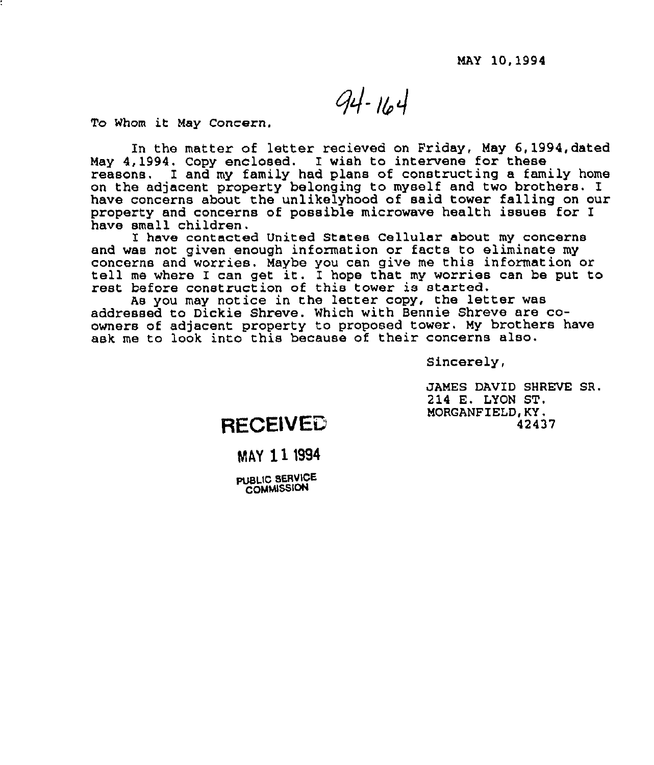MAY 10,1994

94-164

To Whom it May Concern,

In the matter of letter recieved on Friday, May 6,1994,dated May 4,1994. Copy enclosed. I wish to intervene for these reasons. I and my family had plans of constructing a family home on the adjacent property belonging to myself and two brothers. I have concerns about the unlikelyhood of said tower falling on our property and concerns of possible microwave health issues for I have small children.

I have contacted United States Cellular about my concerns and was not given enough information or facts to eliminate my concerns and worries. Maybe you can give me this information or tell me where I can get it. I hope that my worries can be put to rest before construction of this tower is started.

As you may notice in the letter copy, the letter was addressed to Dickie Shreve. Which with Bennie Shreve are co-owners of adjacent property to proposed tower. My brothers have ask me to look into this because of their concerns also.

Sincerely,

JAMES DAVID SHREVE SR.
214 E. LYON ST.
MORGANFIELD,KY.
42437

RECEIVED

MAY 11 1994

PUBLIC SERVICE COMMISSION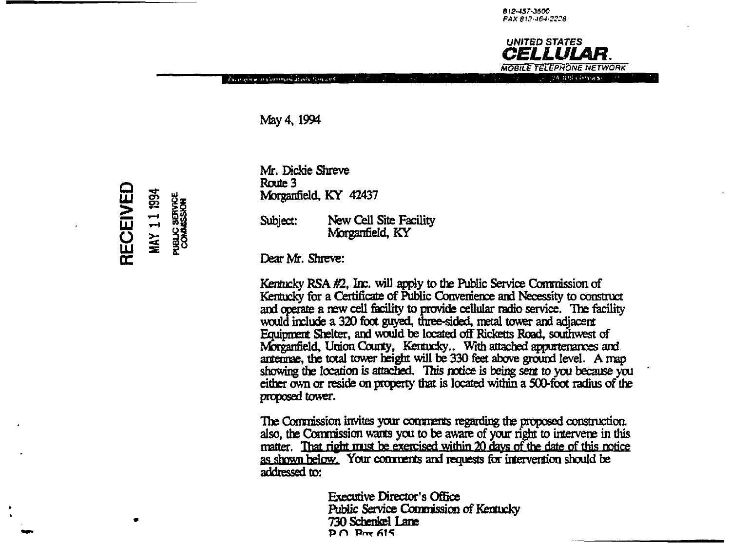812-457-3600
FAX 812-464-2228

UNITED STATES
**CELLULAR.**
MOBILE TELEPHONE NETWORK

RECEIVED
MAY 11 1994
PUBLIC SERVICE COMMISSION

May 4, 1994

Mr. Dickie Shreve
Route 3
Morganfield, KY 42437

Subject: New Cell Site Facility
Morganfield, KY

Dear Mr. Shreve:

Kentucky RSA #2, Inc. will apply to the Public Service Commission of Kentucky for a Certificate of Public Convenience and Necessity to construct and operate a new cell facility to provide cellular radio service. The facility would include a 320 foot guyed, three-sided, metal tower and adjacent Equipment Shelter, and would be located off Ricketts Road, southwest of Morganfield, Union County, Kentucky.. With attached appurtenances and antennae, the total tower height will be 330 feet above ground level. A map showing the location is attached. This notice is being sent to you because you either own or reside on property that is located within a 500-foot radius of the proposed tower.

The Commission invites your comments regarding the proposed construction. also, the Commission wants you to be aware of your right to intervene in this matter. That right must be exercised within 20 days of the date of this notice as shown below. Your comments and requests for intervention should be addressed to:

Executive Director's Office
Public Service Commission of Kentucky
730 Schenkel Lane
P.O. Box 615